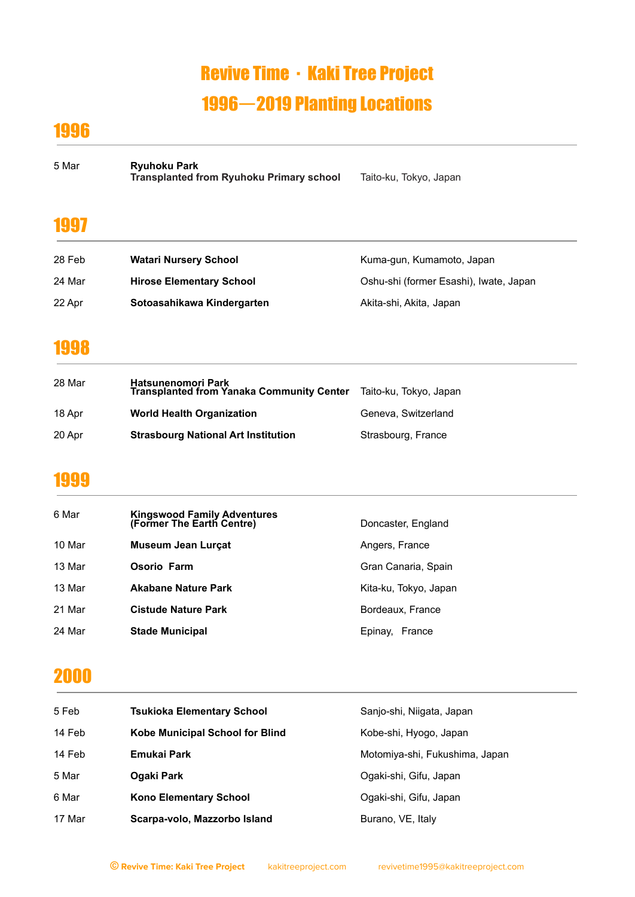# Revive Time · Kaki Tree Project
# 1996—2019 Planting Locations

## 1996

| | | |
|---|---|---|
| 5 Mar | **Ryuhoku Park**<br>**Transplanted from Ryuhoku Primary school** | Taito-ku, Tokyo, Japan |

## 1997

| | | |
|---|---|---|
| 28 Feb | **Watari Nursery School** | Kuma-gun, Kumamoto, Japan |
| 24 Mar | **Hirose Elementary School** | Oshu-shi (former Esashi), Iwate, Japan |
| 22 Apr | **Sotoasahikawa Kindergarten** | Akita-shi, Akita, Japan |

## 1998

| | | |
|---|---|---|
| 28 Mar | **Hatsunenomori Park**<br>**Transplanted from Yanaka Community Center** | Taito-ku, Tokyo, Japan |
| 18 Apr | **World Health Organization** | Geneva, Switzerland |
| 20 Apr | **Strasbourg National Art Institution** | Strasbourg, France |

## 1999

| | | |
|---|---|---|
| 6 Mar | **Kingswood Family Adventures**<br>**(Former The Earth Centre)** | Doncaster, England |
| 10 Mar | **Museum Jean Lurçat** | Angers, France |
| 13 Mar | **Osorio Farm** | Gran Canaria, Spain |
| 13 Mar | **Akabane Nature Park** | Kita-ku, Tokyo, Japan |
| 21 Mar | **Cistude Nature Park** | Bordeaux, France |
| 24 Mar | **Stade Municipal** | Epinay, France |

## 2000

| | | |
|---|---|---|
| 5 Feb | **Tsukioka Elementary School** | Sanjo-shi, Niigata, Japan |
| 14 Feb | **Kobe Municipal School for Blind** | Kobe-shi, Hyogo, Japan |
| 14 Feb | **Emukai Park** | Motomiya-shi, Fukushima, Japan |
| 5 Mar | **Ogaki Park** | Ogaki-shi, Gifu, Japan |
| 6 Mar | **Kono Elementary School** | Ogaki-shi, Gifu, Japan |
| 17 Mar | **Scarpa-volo, Mazzorbo Island** | Burano, VE, Italy |

© Revive Time: Kaki Tree Project kakitreeproject.com revivetime1995@kakitreeproject.com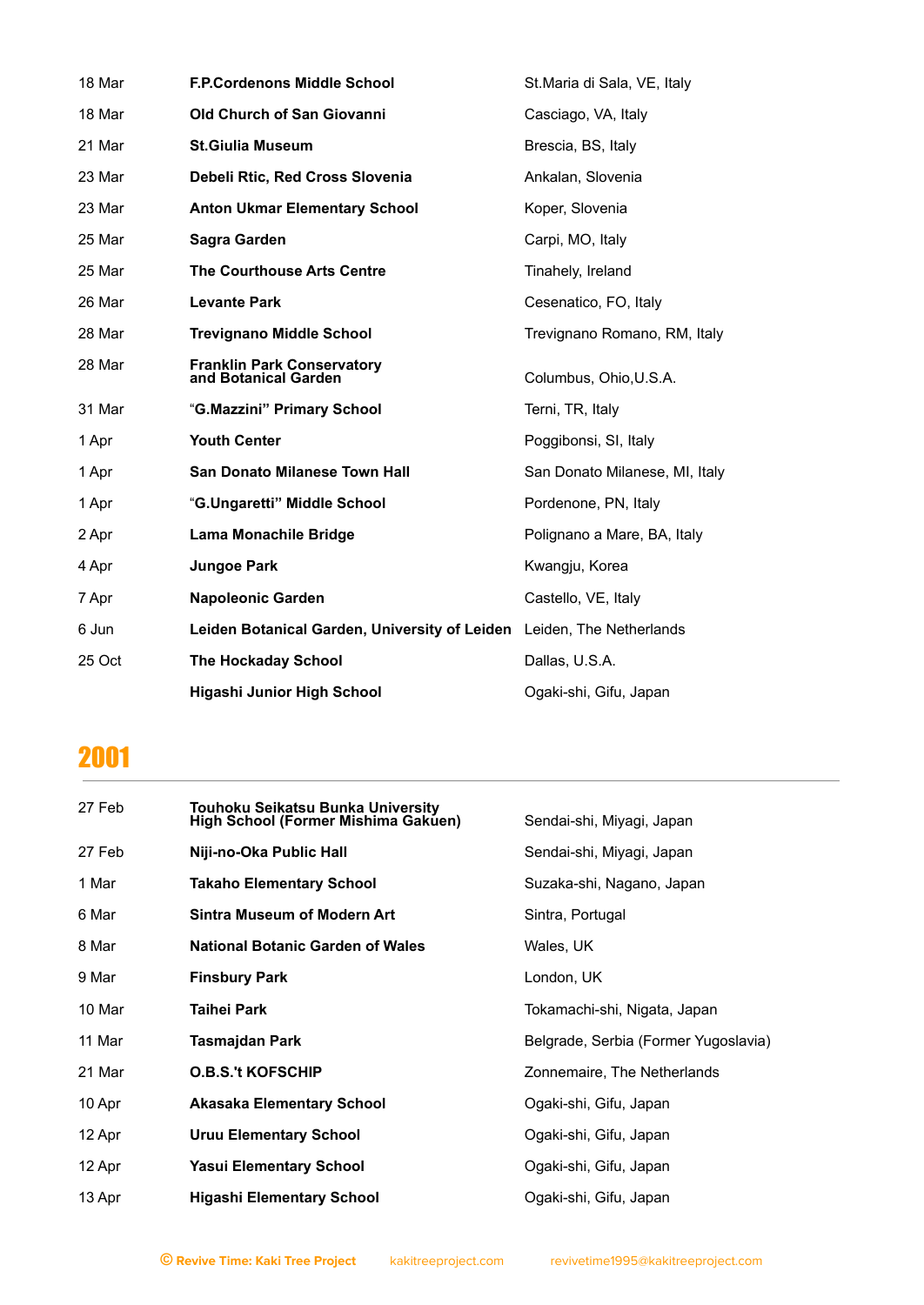| | | |
|---|---|---|
| 18 Mar | **F.P.Cordenons Middle School** | St.Maria di Sala, VE, Italy |
| 18 Mar | **Old Church of San Giovanni** | Casciago, VA, Italy |
| 21 Mar | **St.Giulia Museum** | Brescia, BS, Italy |
| 23 Mar | **Debeli Rtic, Red Cross Slovenia** | Ankalan, Slovenia |
| 23 Mar | **Anton Ukmar Elementary School** | Koper, Slovenia |
| 25 Mar | **Sagra Garden** | Carpi, MO, Italy |
| 25 Mar | **The Courthouse Arts Centre** | Tinahely, Ireland |
| 26 Mar | **Levante Park** | Cesenatico, FO, Italy |
| 28 Mar | **Trevignano Middle School** | Trevignano Romano, RM, Italy |
| 28 Mar | **Franklin Park Conservatory and Botanical Garden** | Columbus, Ohio,U.S.A. |
| 31 Mar | **“G.Mazzini” Primary School** | Terni, TR, Italy |
| 1 Apr | **Youth Center** | Poggibonsi, SI, Italy |
| 1 Apr | **San Donato Milanese Town Hall** | San Donato Milanese, MI, Italy |
| 1 Apr | **“G.Ungaretti” Middle School** | Pordenone, PN, Italy |
| 2 Apr | **Lama Monachile Bridge** | Polignano a Mare, BA, Italy |
| 4 Apr | **Jungoe Park** | Kwangju, Korea |
| 7 Apr | **Napoleonic Garden** | Castello, VE, Italy |
| 6 Jun | **Leiden Botanical Garden, University of Leiden** | Leiden, The Netherlands |
| 25 Oct | **The Hockaday School** | Dallas, U.S.A. |
| | **Higashi Junior High School** | Ogaki-shi, Gifu, Japan |

## 2001

| | | |
|---|---|---|
| 27 Feb | **Touhoku Seikatsu Bunka University High School (Former Mishima Gakuen)** | Sendai-shi, Miyagi, Japan |
| 27 Feb | **Niji-no-Oka Public Hall** | Sendai-shi, Miyagi, Japan |
| 1 Mar | **Takaho Elementary School** | Suzaka-shi, Nagano, Japan |
| 6 Mar | **Sintra Museum of Modern Art** | Sintra, Portugal |
| 8 Mar | **National Botanic Garden of Wales** | Wales, UK |
| 9 Mar | **Finsbury Park** | London, UK |
| 10 Mar | **Taihei Park** | Tokamachi-shi, Nigata, Japan |
| 11 Mar | **Tasmajdan Park** | Belgrade, Serbia (Former Yugoslavia) |
| 21 Mar | **O.B.S.'t KOFSCHIP** | Zonnemaire, The Netherlands |
| 10 Apr | **Akasaka Elementary School** | Ogaki-shi, Gifu, Japan |
| 12 Apr | **Uruu Elementary School** | Ogaki-shi, Gifu, Japan |
| 12 Apr | **Yasui Elementary School** | Ogaki-shi, Gifu, Japan |
| 13 Apr | **Higashi Elementary School** | Ogaki-shi, Gifu, Japan |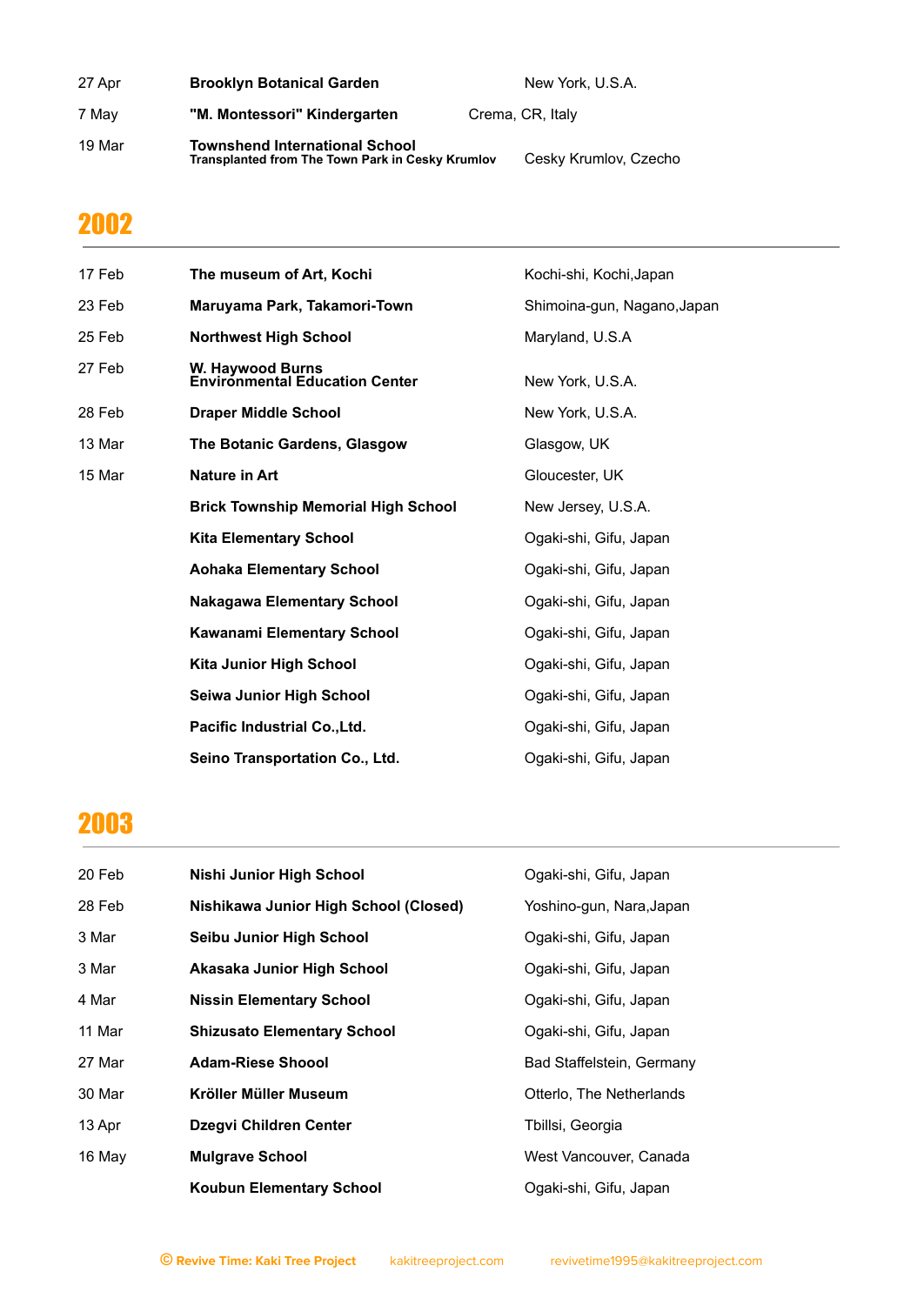| | | |
|---|---|---|
| 27 Apr | **Brooklyn Botanical Garden** | New York, U.S.A. |
| 7 May | **"M. Montessori" Kindergarten** | Crema, CR, Italy |
| 19 Mar | **Townshend International School**<br>**Transplanted from The Town Park in Cesky Krumlov** | Cesky Krumlov, Czecho |

## 2002

| | | |
|---|---|---|
| 17 Feb | **The museum of Art, Kochi** | Kochi-shi, Kochi,Japan |
| 23 Feb | **Maruyama Park, Takamori-Town** | Shimoina-gun, Nagano,Japan |
| 25 Feb | **Northwest High School** | Maryland, U.S.A |
| 27 Feb | **W. Haywood Burns Environmental Education Center** | New York, U.S.A. |
| 28 Feb | **Draper Middle School** | New York, U.S.A. |
| 13 Mar | **The Botanic Gardens, Glasgow** | Glasgow, UK |
| 15 Mar | **Nature in Art** | Gloucester, UK |
| | **Brick Township Memorial High School** | New Jersey, U.S.A. |
| | **Kita Elementary School** | Ogaki-shi, Gifu, Japan |
| | **Aohaka Elementary School** | Ogaki-shi, Gifu, Japan |
| | **Nakagawa Elementary School** | Ogaki-shi, Gifu, Japan |
| | **Kawanami Elementary School** | Ogaki-shi, Gifu, Japan |
| | **Kita Junior High School** | Ogaki-shi, Gifu, Japan |
| | **Seiwa Junior High School** | Ogaki-shi, Gifu, Japan |
| | **Pacific Industrial Co.,Ltd.** | Ogaki-shi, Gifu, Japan |
| | **Seino Transportation Co., Ltd.** | Ogaki-shi, Gifu, Japan |

## 2003

| | | |
|---|---|---|
| 20 Feb | **Nishi Junior High School** | Ogaki-shi, Gifu, Japan |
| 28 Feb | **Nishikawa Junior High School (Closed)** | Yoshino-gun, Nara,Japan |
| 3 Mar | **Seibu Junior High School** | Ogaki-shi, Gifu, Japan |
| 3 Mar | **Akasaka Junior High School** | Ogaki-shi, Gifu, Japan |
| 4 Mar | **Nissin Elementary School** | Ogaki-shi, Gifu, Japan |
| 11 Mar | **Shizusato Elementary School** | Ogaki-shi, Gifu, Japan |
| 27 Mar | **Adam-Riese Shoool** | Bad Staffelstein, Germany |
| 30 Mar | **Kröller Müller Museum** | Otterlo, The Netherlands |
| 13 Apr | **Dzegvi Children Center** | Tbillsi, Georgia |
| 16 May | **Mulgrave School** | West Vancouver, Canada |
| | **Koubun Elementary School** | Ogaki-shi, Gifu, Japan |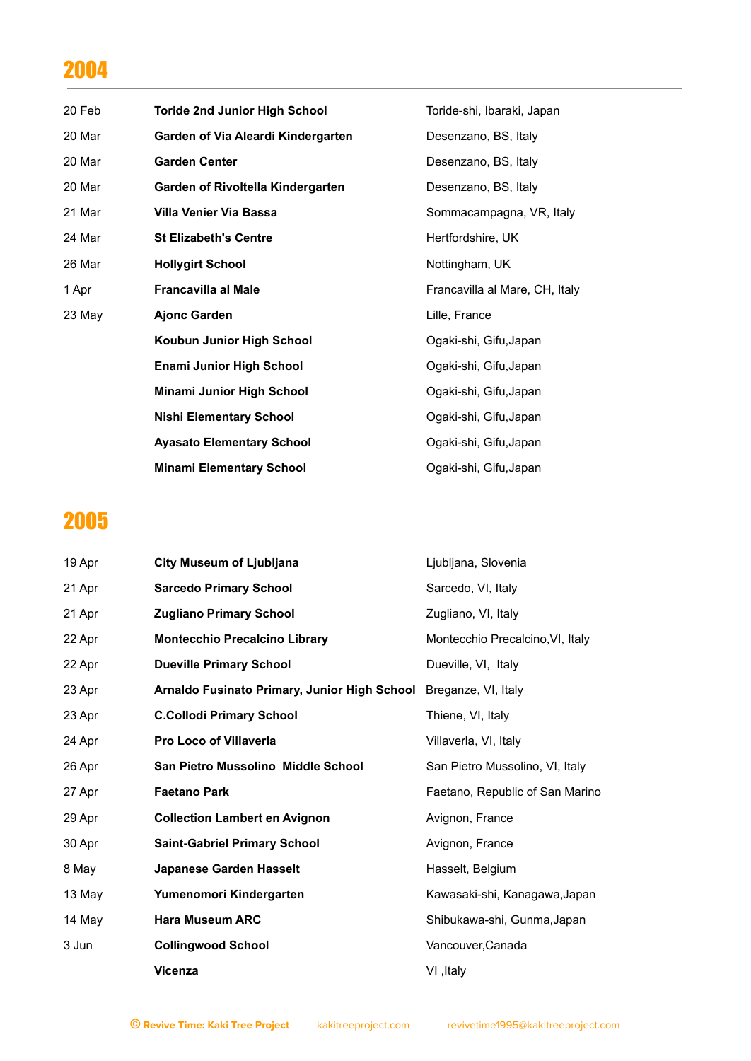## 2004

| | | |
|---|---|---|
| 20 Feb | **Toride 2nd Junior High School** | Toride-shi, Ibaraki, Japan |
| 20 Mar | **Garden of Via Aleardi Kindergarten** | Desenzano, BS, Italy |
| 20 Mar | **Garden Center** | Desenzano, BS, Italy |
| 20 Mar | **Garden of Rivoltella Kindergarten** | Desenzano, BS, Italy |
| 21 Mar | **Villa Venier Via Bassa** | Sommacampagna, VR, Italy |
| 24 Mar | **St Elizabeth's Centre** | Hertfordshire, UK |
| 26 Mar | **Hollygirt School** | Nottingham, UK |
| 1 Apr | **Francavilla al Male** | Francavilla al Mare, CH, Italy |
| 23 May | **Ajonc Garden** | Lille, France |
| | **Koubun Junior High School** | Ogaki-shi, Gifu,Japan |
| | **Enami Junior High School** | Ogaki-shi, Gifu,Japan |
| | **Minami Junior High School** | Ogaki-shi, Gifu,Japan |
| | **Nishi Elementary School** | Ogaki-shi, Gifu,Japan |
| | **Ayasato Elementary School** | Ogaki-shi, Gifu,Japan |
| | **Minami Elementary School** | Ogaki-shi, Gifu,Japan |

## 2005

| | | |
|---|---|---|
| 19 Apr | **City Museum of Ljubljana** | Ljubljana, Slovenia |
| 21 Apr | **Sarcedo Primary School** | Sarcedo, VI, Italy |
| 21 Apr | **Zugliano Primary School** | Zugliano, VI, Italy |
| 22 Apr | **Montecchio Precalcino Library** | Montecchio Precalcino,VI, Italy |
| 22 Apr | **Dueville Primary School** | Dueville, VI, Italy |
| 23 Apr | **Arnaldo Fusinato Primary, Junior High School** | Breganze, VI, Italy |
| 23 Apr | **C.Collodi Primary School** | Thiene, VI, Italy |
| 24 Apr | **Pro Loco of Villaverla** | Villaverla, VI, Italy |
| 26 Apr | **San Pietro Mussolino Middle School** | San Pietro Mussolino, VI, Italy |
| 27 Apr | **Faetano Park** | Faetano, Republic of San Marino |
| 29 Apr | **Collection Lambert en Avignon** | Avignon, France |
| 30 Apr | **Saint-Gabriel Primary School** | Avignon, France |
| 8 May | **Japanese Garden Hasselt** | Hasselt, Belgium |
| 13 May | **Yumenomori Kindergarten** | Kawasaki-shi, Kanagawa,Japan |
| 14 May | **Hara Museum ARC** | Shibukawa-shi, Gunma,Japan |
| 3 Jun | **Collingwood School** | Vancouver,Canada |
| | **Vicenza** | VI ,Italy |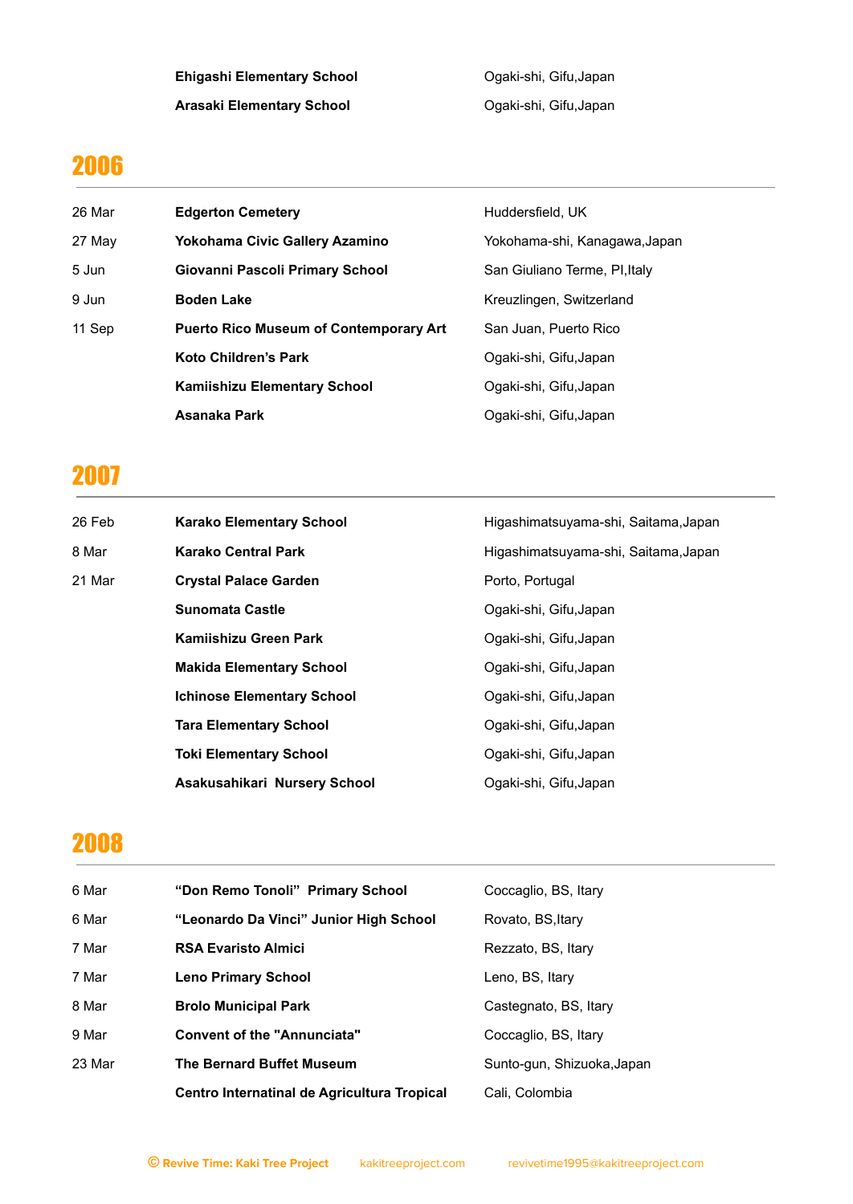| | | |
|---|---|---|
| | **Ehigashi Elementary School** | Ogaki-shi, Gifu,Japan |
| | **Arasaki Elementary School** | Ogaki-shi, Gifu,Japan |

## 2006

| | | |
|---|---|---|
| 26 Mar | **Edgerton Cemetery** | Huddersfield, UK |
| 27 May | **Yokohama Civic Gallery Azamino** | Yokohama-shi, Kanagawa,Japan |
| 5 Jun | **Giovanni Pascoli Primary School** | San Giuliano Terme, PI,Italy |
| 9 Jun | **Boden Lake** | Kreuzlingen, Switzerland |
| 11 Sep | **Puerto Rico Museum of Contemporary Art** | San Juan, Puerto Rico |
| | **Koto Children's Park** | Ogaki-shi, Gifu,Japan |
| | **Kamiishizu Elementary School** | Ogaki-shi, Gifu,Japan |
| | **Asanaka Park** | Ogaki-shi, Gifu,Japan |

## 2007

| | | |
|---|---|---|
| 26 Feb | **Karako Elementary School** | Higashimatsuyama-shi, Saitama,Japan |
| 8 Mar | **Karako Central Park** | Higashimatsuyama-shi, Saitama,Japan |
| 21 Mar | **Crystal Palace Garden** | Porto, Portugal |
| | **Sunomata Castle** | Ogaki-shi, Gifu,Japan |
| | **Kamiishizu Green Park** | Ogaki-shi, Gifu,Japan |
| | **Makida Elementary School** | Ogaki-shi, Gifu,Japan |
| | **Ichinose Elementary School** | Ogaki-shi, Gifu,Japan |
| | **Tara Elementary School** | Ogaki-shi, Gifu,Japan |
| | **Toki Elementary School** | Ogaki-shi, Gifu,Japan |
| | **Asakusahikari Nursery School** | Ogaki-shi, Gifu,Japan |

## 2008

| | | |
|---|---|---|
| 6 Mar | **"Don Remo Tonoli" Primary School** | Coccaglio, BS, Itary |
| 6 Mar | **"Leonardo Da Vinci" Junior High School** | Rovato, BS,Itary |
| 7 Mar | **RSA Evaristo Almici** | Rezzato, BS, Itary |
| 7 Mar | **Leno Primary School** | Leno, BS, Itary |
| 8 Mar | **Brolo Municipal Park** | Castegnato, BS, Itary |
| 9 Mar | **Convent of the "Annunciata"** | Coccaglio, BS, Itary |
| 23 Mar | **The Bernard Buffet Museum** | Sunto-gun, Shizuoka,Japan |
| | **Centro Internatinal de Agricultura Tropical** | Cali, Colombia |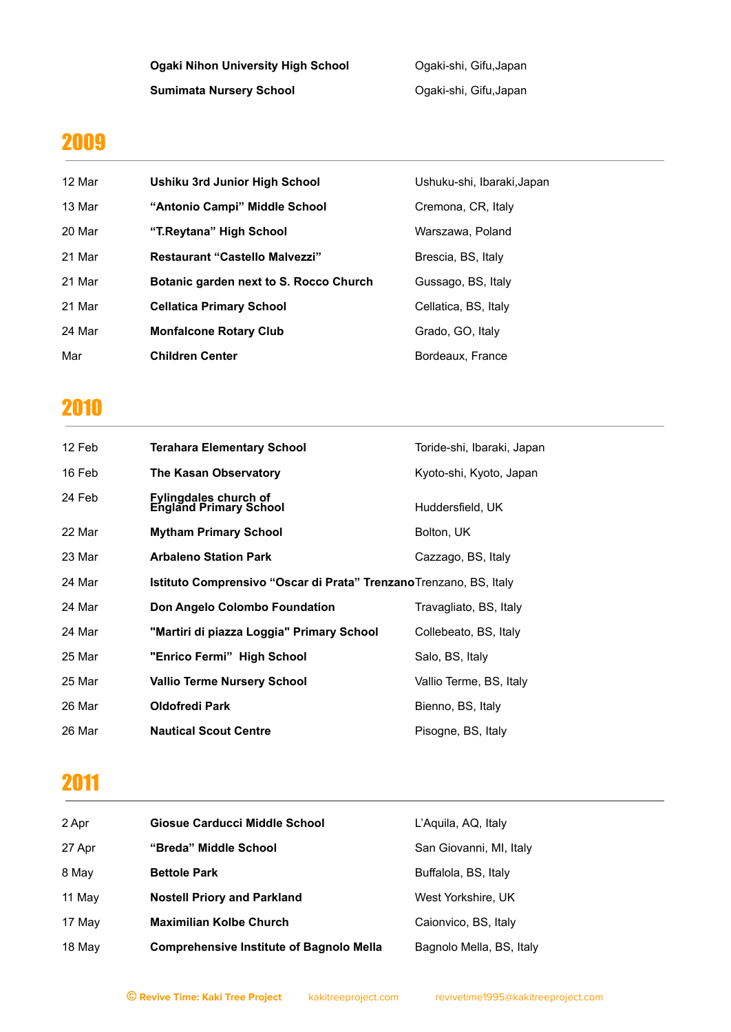| | | |
|---|---|---|
| | **Ogaki Nihon University High School** | Ogaki-shi, Gifu,Japan |
| | **Sumimata Nursery School** | Ogaki-shi, Gifu,Japan |

## 2009

| | | |
|---|---|---|
| 12 Mar | **Ushiku 3rd Junior High School** | Ushuku-shi, Ibaraki,Japan |
| 13 Mar | **“Antonio Campi” Middle School** | Cremona, CR, Italy |
| 20 Mar | **“T.Reytana” High School** | Warszawa, Poland |
| 21 Mar | **Restaurant “Castello Malvezzi”** | Brescia, BS, Italy |
| 21 Mar | **Botanic garden next to S. Rocco Church** | Gussago, BS, Italy |
| 21 Mar | **Cellatica Primary School** | Cellatica, BS, Italy |
| 24 Mar | **Monfalcone Rotary Club** | Grado, GO, Italy |
| Mar | **Children Center** | Bordeaux, France |

## 2010

| | | |
|---|---|---|
| 12 Feb | **Terahara Elementary School** | Toride-shi, Ibaraki, Japan |
| 16 Feb | **The Kasan Observatory** | Kyoto-shi, Kyoto, Japan |
| 24 Feb | **Fylingdales church of England Primary School** | Huddersfield, UK |
| 22 Mar | **Mytham Primary School** | Bolton, UK |
| 23 Mar | **Arbaleno Station Park** | Cazzago, BS, Italy |
| 24 Mar | **Istituto Comprensivo “Oscar di Prata” Trenzano** | Trenzano, BS, Italy |
| 24 Mar | **Don Angelo Colombo Foundation** | Travagliato, BS, Italy |
| 24 Mar | **"Martiri di piazza Loggia" Primary School** | Collebeato, BS, Italy |
| 25 Mar | **"Enrico Fermi" High School** | Salo, BS, Italy |
| 25 Mar | **Vallio Terme Nursery School** | Vallio Terme, BS, Italy |
| 26 Mar | **Oldofredi Park** | Bienno, BS, Italy |
| 26 Mar | **Nautical Scout Centre** | Pisogne, BS, Italy |

## 2011

| | | |
|---|---|---|
| 2 Apr | **Giosue Carducci Middle School** | L’Aquila, AQ, Italy |
| 27 Apr | **“Breda” Middle School** | San Giovanni, MI, Italy |
| 8 May | **Bettole Park** | Buffalola, BS, Italy |
| 11 May | **Nostell Priory and Parkland** | West Yorkshire, UK |
| 17 May | **Maximilian Kolbe Church** | Caionvico, BS, Italy |
| 18 May | **Comprehensive Institute of Bagnolo Mella** | Bagnolo Mella, BS, Italy |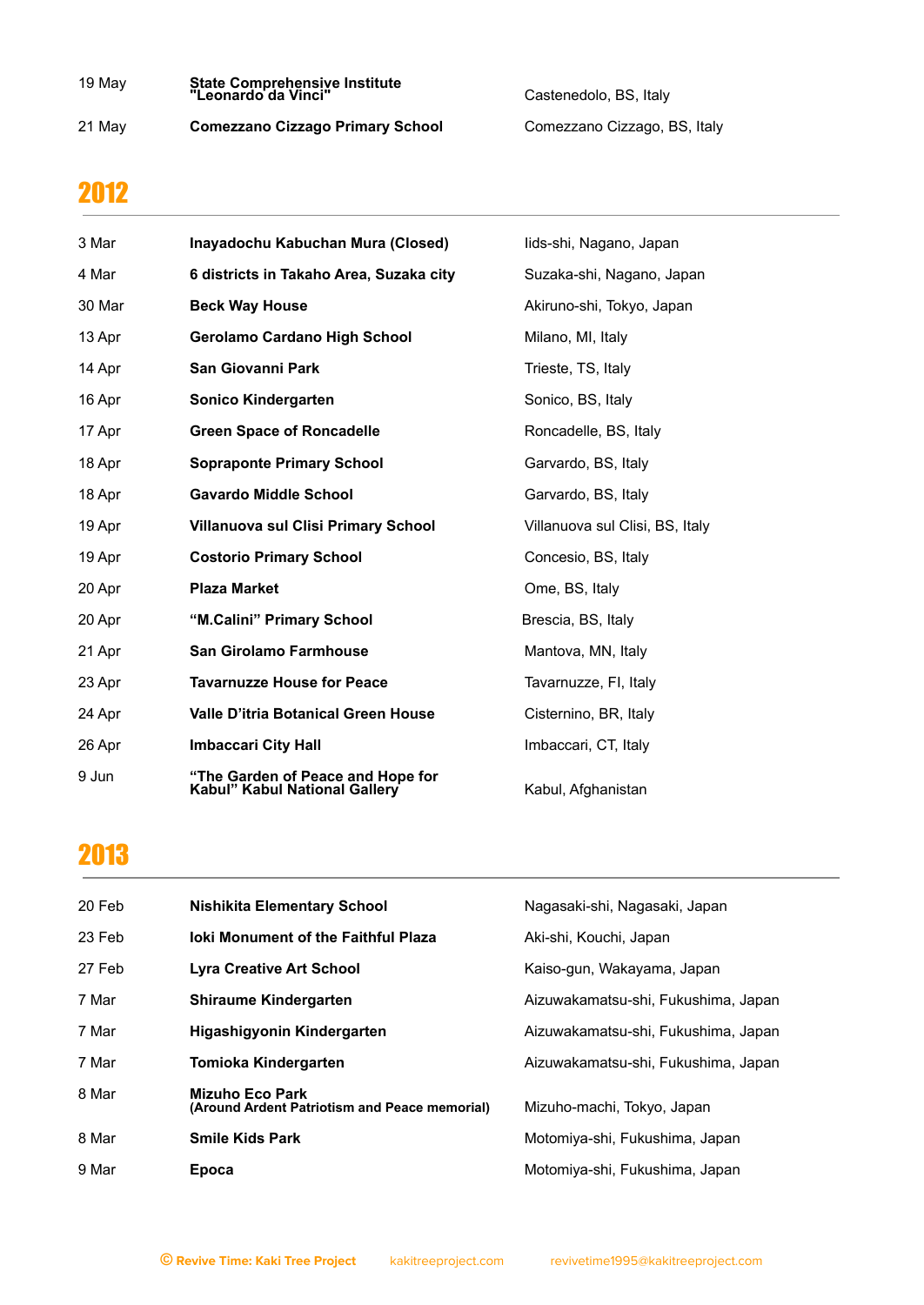| | | |
|---|---|---|
| 19 May | **State Comprehensive Institute "Leonardo da Vinci"** | Castenedolo, BS, Italy |
| 21 May | **Comezzano Cizzago Primary School** | Comezzano Cizzago, BS, Italy |

## 2012

| | | |
|---|---|---|
| 3 Mar | **Inayadochu Kabuchan Mura (Closed)** | Iids-shi, Nagano, Japan |
| 4 Mar | **6 districts in Takaho Area, Suzaka city** | Suzaka-shi, Nagano, Japan |
| 30 Mar | **Beck Way House** | Akiruno-shi, Tokyo, Japan |
| 13 Apr | **Gerolamo Cardano High School** | Milano, MI, Italy |
| 14 Apr | **San Giovanni Park** | Trieste, TS, Italy |
| 16 Apr | **Sonico Kindergarten** | Sonico, BS, Italy |
| 17 Apr | **Green Space of Roncadelle** | Roncadelle, BS, Italy |
| 18 Apr | **Sopraponte Primary School** | Garvardo, BS, Italy |
| 18 Apr | **Gavardo Middle School** | Garvardo, BS, Italy |
| 19 Apr | **Villanuova sul Clisi Primary School** | Villanuova sul Clisi, BS, Italy |
| 19 Apr | **Costorio Primary School** | Concesio, BS, Italy |
| 20 Apr | **Plaza Market** | Ome, BS, Italy |
| 20 Apr | **"M.Calini" Primary School** | Brescia, BS, Italy |
| 21 Apr | **San Girolamo Farmhouse** | Mantova, MN, Italy |
| 23 Apr | **Tavarnuzze House for Peace** | Tavarnuzze, FI, Italy |
| 24 Apr | **Valle D'itria Botanical Green House** | Cisternino, BR, Italy |
| 26 Apr | **Imbaccari City Hall** | Imbaccari, CT, Italy |
| 9 Jun | **"The Garden of Peace and Hope for Kabul" Kabul National Gallery** | Kabul, Afghanistan |

## 2013

| | | |
|---|---|---|
| 20 Feb | **Nishikita Elementary School** | Nagasaki-shi, Nagasaki, Japan |
| 23 Feb | **Ioki Monument of the Faithful Plaza** | Aki-shi, Kouchi, Japan |
| 27 Feb | **Lyra Creative Art School** | Kaiso-gun, Wakayama, Japan |
| 7 Mar | **Shiraume Kindergarten** | Aizuwakamatsu-shi, Fukushima, Japan |
| 7 Mar | **Higashigyonin Kindergarten** | Aizuwakamatsu-shi, Fukushima, Japan |
| 7 Mar | **Tomioka Kindergarten** | Aizuwakamatsu-shi, Fukushima, Japan |
| 8 Mar | **Mizuho Eco Park (Around Ardent Patriotism and Peace memorial)** | Mizuho-machi, Tokyo, Japan |
| 8 Mar | **Smile Kids Park** | Motomiya-shi, Fukushima, Japan |
| 9 Mar | **Epoca** | Motomiya-shi, Fukushima, Japan |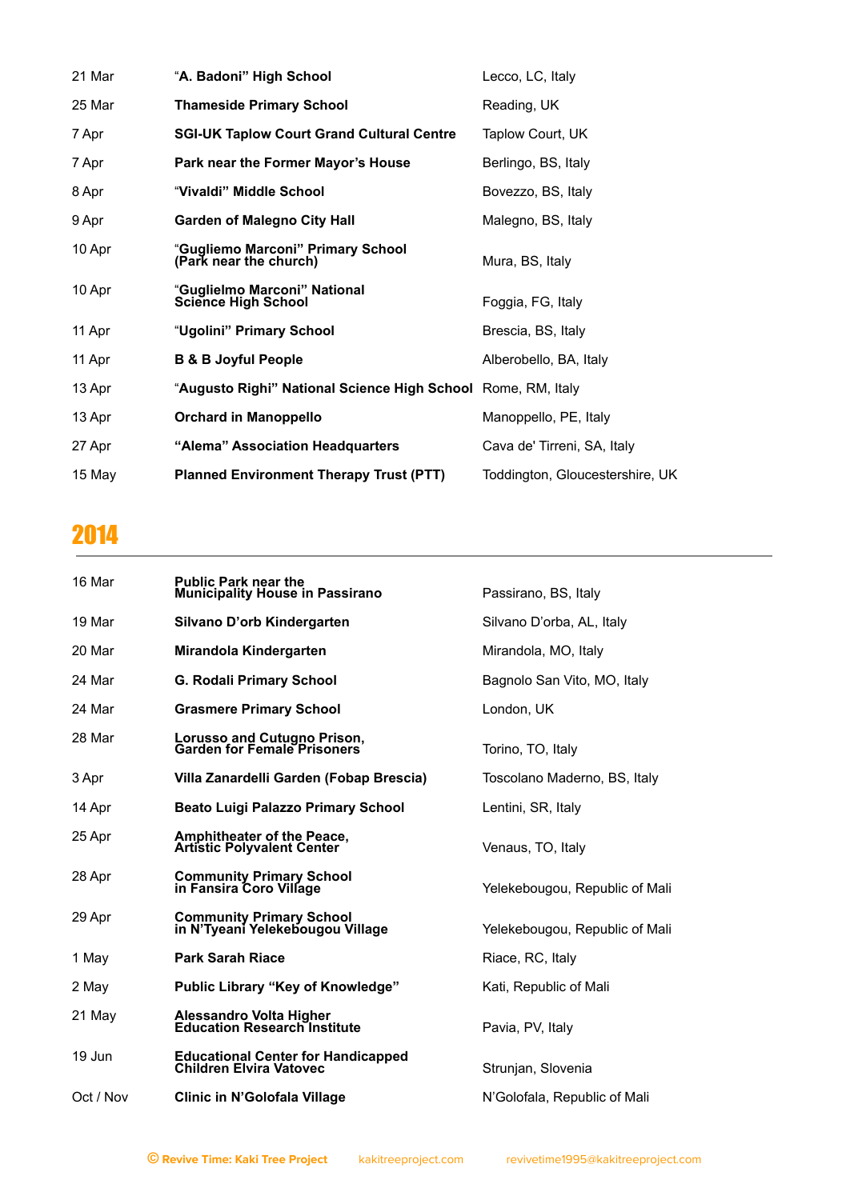| | | |
|---|---|---|
| 21 Mar | **“A. Badoni” High School** | Lecco, LC, Italy |
| 25 Mar | **Thameside Primary School** | Reading, UK |
| 7 Apr | **SGI-UK Taplow Court Grand Cultural Centre** | Taplow Court, UK |
| 7 Apr | **Park near the Former Mayor’s House** | Berlingo, BS, Italy |
| 8 Apr | **“Vivaldi” Middle School** | Bovezzo, BS, Italy |
| 9 Apr | **Garden of Malegno City Hall** | Malegno, BS, Italy |
| 10 Apr | **“Gugliemo Marconi” Primary School (Park near the church)** | Mura, BS, Italy |
| 10 Apr | **“Guglielmo Marconi” National Science High School** | Foggia, FG, Italy |
| 11 Apr | **“Ugolini” Primary School** | Brescia, BS, Italy |
| 11 Apr | **B & B Joyful People** | Alberobello, BA, Italy |
| 13 Apr | **“Augusto Righi” National Science High School** | Rome, RM, Italy |
| 13 Apr | **Orchard in Manoppello** | Manoppello, PE, Italy |
| 27 Apr | **“Alema” Association Headquarters** | Cava de' Tirreni, SA, Italy |
| 15 May | **Planned Environment Therapy Trust (PTT)** | Toddington, Gloucestershire, UK |

## 2014

| | | |
|---|---|---|
| 16 Mar | **Public Park near the Municipality House in Passirano** | Passirano, BS, Italy |
| 19 Mar | **Silvano D’orb Kindergarten** | Silvano D’orba, AL, Italy |
| 20 Mar | **Mirandola Kindergarten** | Mirandola, MO, Italy |
| 24 Mar | **G. Rodali Primary School** | Bagnolo San Vito, MO, Italy |
| 24 Mar | **Grasmere Primary School** | London, UK |
| 28 Mar | **Lorusso and Cutugno Prison, Garden for Female Prisoners** | Torino, TO, Italy |
| 3 Apr | **Villa Zanardelli Garden (Fobap Brescia)** | Toscolano Maderno, BS, Italy |
| 14 Apr | **Beato Luigi Palazzo Primary School** | Lentini, SR, Italy |
| 25 Apr | **Amphitheater of the Peace, Artistic Polyvalent Center** | Venaus, TO, Italy |
| 28 Apr | **Community Primary School in Fansira Coro Village** | Yelekebougou, Republic of Mali |
| 29 Apr | **Community Primary School in N’Tyeani Yelekebougou Village** | Yelekebougou, Republic of Mali |
| 1 May | **Park Sarah Riace** | Riace, RC, Italy |
| 2 May | **Public Library “Key of Knowledge”** | Kati, Republic of Mali |
| 21 May | **Alessandro Volta Higher Education Research Institute** | Pavia, PV, Italy |
| 19 Jun | **Educational Center for Handicapped Children Elvira Vatovec** | Strunjan, Slovenia |
| Oct / Nov | **Clinic in N’Golofala Village** | N’Golofala, Republic of Mali |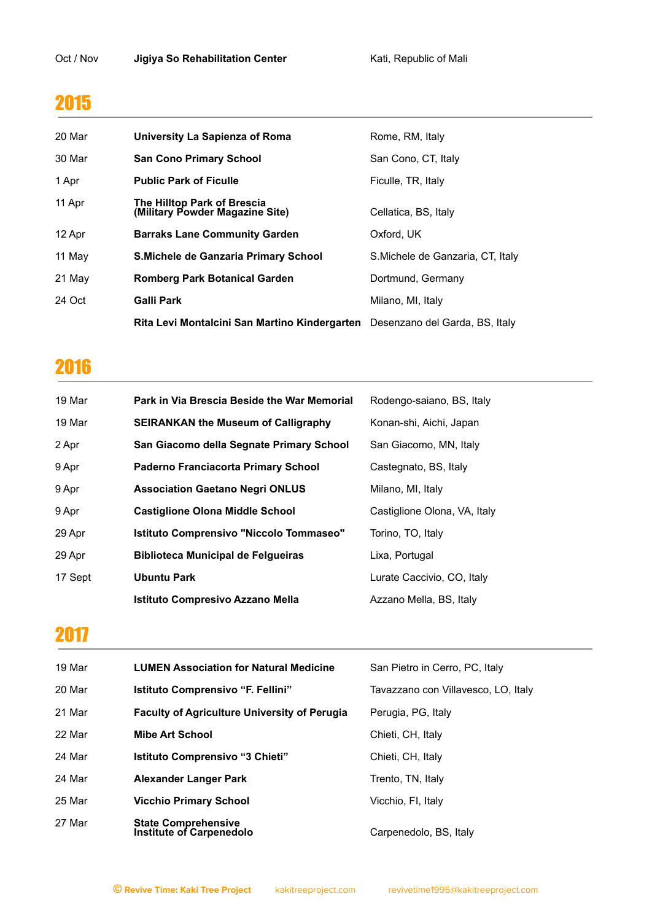| | | |
|---|---|---|
| Oct / Nov | **Jigiya So Rehabilitation Center** | Kati, Republic of Mali |

## 2015

| | | |
|---|---|---|
| 20 Mar | **University La Sapienza of Roma** | Rome, RM, Italy |
| 30 Mar | **San Cono Primary School** | San Cono, CT, Italy |
| 1 Apr | **Public Park of Ficulle** | Ficulle, TR, Italy |
| 11 Apr | **The Hilltop Park of Brescia (Military Powder Magazine Site)** | Cellatica, BS, Italy |
| 12 Apr | **Barraks Lane Community Garden** | Oxford, UK |
| 11 May | **S.Michele de Ganzaria Primary School** | S.Michele de Ganzaria, CT, Italy |
| 21 May | **Romberg Park Botanical Garden** | Dortmund, Germany |
| 24 Oct | **Galli Park** | Milano, MI, Italy |
| | **Rita Levi Montalcini San Martino Kindergarten** | Desenzano del Garda, BS, Italy |

## 2016

| | | |
|---|---|---|
| 19 Mar | **Park in Via Brescia Beside the War Memorial** | Rodengo-saiano, BS, Italy |
| 19 Mar | **SEIRANKAN the Museum of Calligraphy** | Konan-shi, Aichi, Japan |
| 2 Apr | **San Giacomo della Segnate Primary School** | San Giacomo, MN, Italy |
| 9 Apr | **Paderno Franciacorta Primary School** | Castegnato, BS, Italy |
| 9 Apr | **Association Gaetano Negri ONLUS** | Milano, MI, Italy |
| 9 Apr | **Castiglione Olona Middle School** | Castiglione Olona, VA, Italy |
| 29 Apr | **Istituto Comprensivo "Niccolo Tommaseo"** | Torino, TO, Italy |
| 29 Apr | **Biblioteca Municipal de Felgueiras** | Lixa, Portugal |
| 17 Sept | **Ubuntu Park** | Lurate Caccivio, CO, Italy |
| | **Istituto Compresivo Azzano Mella** | Azzano Mella, BS, Italy |

## 2017

| | | |
|---|---|---|
| 19 Mar | **LUMEN Association for Natural Medicine** | San Pietro in Cerro, PC, Italy |
| 20 Mar | **Istituto Comprensivo "F. Fellini"** | Tavazzano con Villavesco, LO, Italy |
| 21 Mar | **Faculty of Agriculture University of Perugia** | Perugia, PG, Italy |
| 22 Mar | **Mibe Art School** | Chieti, CH, Italy |
| 24 Mar | **Istituto Comprensivo "3 Chieti"** | Chieti, CH, Italy |
| 24 Mar | **Alexander Langer Park** | Trento, TN, Italy |
| 25 Mar | **Vicchio Primary School** | Vicchio, FI, Italy |
| 27 Mar | **State Comprehensive Institute of Carpenedolo** | Carpenedolo, BS, Italy |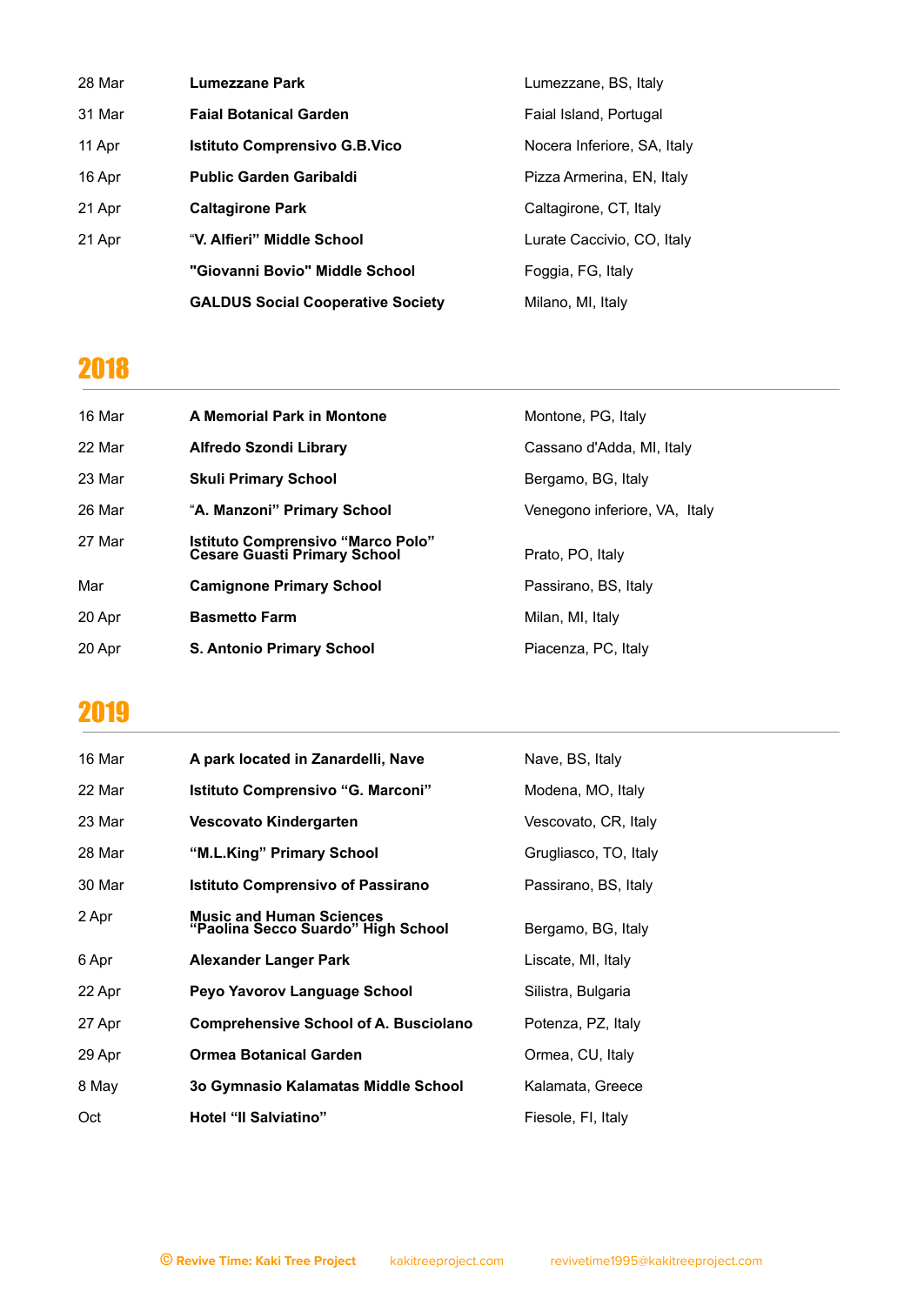| | | |
|---|---|---|
| 28 Mar | **Lumezzane Park** | Lumezzane, BS, Italy |
| 31 Mar | **Faial Botanical Garden** | Faial Island, Portugal |
| 11 Apr | **Istituto Comprensivo G.B.Vico** | Nocera Inferiore, SA, Italy |
| 16 Apr | **Public Garden Garibaldi** | Pizza Armerina, EN, Italy |
| 21 Apr | **Caltagirone Park** | Caltagirone, CT, Italy |
| 21 Apr | “**V. Alfieri” Middle School** | Lurate Caccivio, CO, Italy |
| | **"Giovanni Bovio" Middle School** | Foggia, FG, Italy |
| | **GALDUS Social Cooperative Society** | Milano, MI, Italy |

## 2018

| | | |
|---|---|---|
| 16 Mar | **A Memorial Park in Montone** | Montone, PG, Italy |
| 22 Mar | **Alfredo Szondi Library** | Cassano d'Adda, MI, Italy |
| 23 Mar | **Skuli Primary School** | Bergamo, BG, Italy |
| 26 Mar | “**A. Manzoni” Primary School** | Venegono inferiore, VA, Italy |
| 27 Mar | **Istituto Comprensivo “Marco Polo” Cesare Guasti Primary School** | Prato, PO, Italy |
| Mar | **Camignone Primary School** | Passirano, BS, Italy |
| 20 Apr | **Basmetto Farm** | Milan, MI, Italy |
| 20 Apr | **S. Antonio Primary School** | Piacenza, PC, Italy |

## 2019

| | | |
|---|---|---|
| 16 Mar | **A park located in Zanardelli, Nave** | Nave, BS, Italy |
| 22 Mar | **Istituto Comprensivo “G. Marconi”** | Modena, MO, Italy |
| 23 Mar | **Vescovato Kindergarten** | Vescovato, CR, Italy |
| 28 Mar | **“M.L.King” Primary School** | Grugliasco, TO, Italy |
| 30 Mar | **Istituto Comprensivo of Passirano** | Passirano, BS, Italy |
| 2 Apr | **Music and Human Sciences “Paolina Secco Suardo” High School** | Bergamo, BG, Italy |
| 6 Apr | **Alexander Langer Park** | Liscate, MI, Italy |
| 22 Apr | **Peyo Yavorov Language School** | Silistra, Bulgaria |
| 27 Apr | **Comprehensive School of A. Busciolano** | Potenza, PZ, Italy |
| 29 Apr | **Ormea Botanical Garden** | Ormea, CU, Italy |
| 8 May | **3o Gymnasio Kalamatas Middle School** | Kalamata, Greece |
| Oct | **Hotel “Il Salviatino”** | Fiesole, FI, Italy |